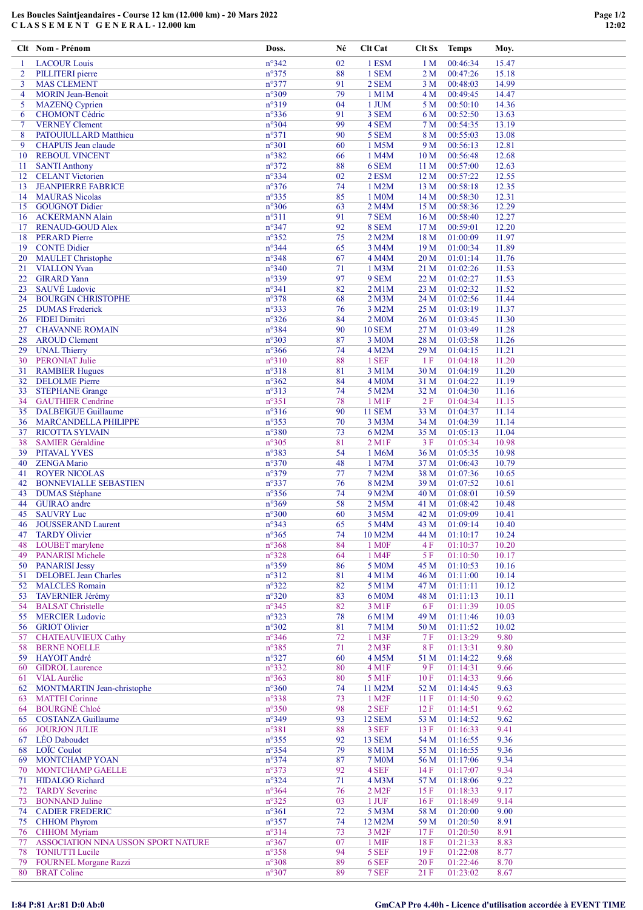# Les Boucles Saintjeandaires - Course 12 km (12.000 km) - 20 Mars 2022

## C L A S S E M E N T   G E N E R A L - 12.000 km

| Clt | Nom - Prénom | Doss. | Né | Clt Cat | Clt Sx | Temps | Moy. |
|---|---|---|---|---|---|---|---|
| 1 | LACOUR Louis | n°342 | 02 | 1 ESM | 1 M | 00:46:34 | 15.47 |
| 2 | PILLITERI pierre | n°375 | 88 | 1 SEM | 2 M | 00:47:26 | 15.18 |
| 3 | MAS CLEMENT | n°377 | 91 | 2 SEM | 3 M | 00:48:03 | 14.99 |
| 4 | MORIN Jean-Benoit | n°309 | 79 | 1 M1M | 4 M | 00:49:45 | 14.47 |
| 5 | MAZENQ Cyprien | n°319 | 04 | 1 JUM | 5 M | 00:50:10 | 14.36 |
| 6 | CHOMONT Cédric | n°336 | 91 | 3 SEM | 6 M | 00:52:50 | 13.63 |
| 7 | VERNEY Clement | n°304 | 99 | 4 SEM | 7 M | 00:54:35 | 13.19 |
| 8 | PATOUIULLARD Matthieu | n°371 | 90 | 5 SEM | 8 M | 00:55:03 | 13.08 |
| 9 | CHAPUIS Jean claude | n°301 | 60 | 1 M5M | 9 M | 00:56:13 | 12.81 |
| 10 | REBOUL VINCENT | n°382 | 66 | 1 M4M | 10 M | 00:56:48 | 12.68 |
| 11 | SANTI Anthony | n°372 | 88 | 6 SEM | 11 M | 00:57:00 | 12.63 |
| 12 | CELANT Victorien | n°334 | 02 | 2 ESM | 12 M | 00:57:22 | 12.55 |
| 13 | JEANPIERRE FABRICE | n°376 | 74 | 1 M2M | 13 M | 00:58:18 | 12.35 |
| 14 | MAURAS Nicolas | n°335 | 85 | 1 M0M | 14 M | 00:58:30 | 12.31 |
| 15 | GOUGNOT Didier | n°306 | 63 | 2 M4M | 15 M | 00:58:36 | 12.29 |
| 16 | ACKERMANN Alain | n°311 | 91 | 7 SEM | 16 M | 00:58:40 | 12.27 |
| 17 | RENAUD-GOUD Alex | n°347 | 92 | 8 SEM | 17 M | 00:59:01 | 12.20 |
| 18 | PERARD Pierre | n°352 | 75 | 2 M2M | 18 M | 01:00:09 | 11.97 |
| 19 | CONTE Didier | n°344 | 65 | 3 M4M | 19 M | 01:00:34 | 11.89 |
| 20 | MAULET Christophe | n°348 | 67 | 4 M4M | 20 M | 01:01:14 | 11.76 |
| 21 | VIALLON Yvan | n°340 | 71 | 1 M3M | 21 M | 01:02:26 | 11.53 |
| 22 | GIRARD Yann | n°339 | 97 | 9 SEM | 22 M | 01:02:27 | 11.53 |
| 23 | SAUVÉ Ludovic | n°341 | 82 | 2 M1M | 23 M | 01:02:32 | 11.52 |
| 24 | BOURGIN CHRISTOPHE | n°378 | 68 | 2 M3M | 24 M | 01:02:56 | 11.44 |
| 25 | DUMAS Frederick | n°333 | 76 | 3 M2M | 25 M | 01:03:19 | 11.37 |
| 26 | FIDEI Dimitri | n°326 | 84 | 2 M0M | 26 M | 01:03:45 | 11.30 |
| 27 | CHAVANNE ROMAIN | n°384 | 90 | 10 SEM | 27 M | 01:03:49 | 11.28 |
| 28 | AROUD Clement | n°303 | 87 | 3 M0M | 28 M | 01:03:58 | 11.26 |
| 29 | UNAL Thierry | n°366 | 74 | 4 M2M | 29 M | 01:04:15 | 11.21 |
| 30 | PERONIAT Julie | n°310 | 88 | 1 SEF | 1 F | 01:04:18 | 11.20 |
| 31 | RAMBIER Hugues | n°318 | 81 | 3 M1M | 30 M | 01:04:19 | 11.20 |
| 32 | DELOLME Pierre | n°362 | 84 | 4 M0M | 31 M | 01:04:22 | 11.19 |
| 33 | STEPHANE Grange | n°313 | 74 | 5 M2M | 32 M | 01:04:30 | 11.16 |
| 34 | GAUTHIER Cendrine | n°351 | 78 | 1 M1F | 2 F | 01:04:34 | 11.15 |
| 35 | DALBEIGUE Guillaume | n°316 | 90 | 11 SEM | 33 M | 01:04:37 | 11.14 |
| 36 | MARCANDELLA PHILIPPE | n°353 | 70 | 3 M3M | 34 M | 01:04:39 | 11.14 |
| 37 | RICOTTA SYLVAIN | n°380 | 73 | 6 M2M | 35 M | 01:05:13 | 11.04 |
| 38 | SAMIER Géraldine | n°305 | 81 | 2 M1F | 3 F | 01:05:34 | 10.98 |
| 39 | PITAVAL YVES | n°383 | 54 | 1 M6M | 36 M | 01:05:35 | 10.98 |
| 40 | ZENGA Mario | n°370 | 48 | 1 M7M | 37 M | 01:06:43 | 10.79 |
| 41 | ROYER NICOLAS | n°379 | 77 | 7 M2M | 38 M | 01:07:36 | 10.65 |
| 42 | BONNEVIALLE SEBASTIEN | n°337 | 76 | 8 M2M | 39 M | 01:07:52 | 10.61 |
| 43 | DUMAS Stéphane | n°356 | 74 | 9 M2M | 40 M | 01:08:01 | 10.59 |
| 44 | GUIRAO andre | n°369 | 58 | 2 M5M | 41 M | 01:08:42 | 10.48 |
| 45 | SAUVRY Luc | n°300 | 60 | 3 M5M | 42 M | 01:09:09 | 10.41 |
| 46 | JOUSSERAND Laurent | n°343 | 65 | 5 M4M | 43 M | 01:09:14 | 10.40 |
| 47 | TARDY Olivier | n°365 | 74 | 10 M2M | 44 M | 01:10:17 | 10.24 |
| 48 | LOUBET marylene | n°368 | 84 | 1 M0F | 4 F | 01:10:37 | 10.20 |
| 49 | PANARISI Michele | n°328 | 64 | 1 M4F | 5 F | 01:10:50 | 10.17 |
| 50 | PANARISI Jessy | n°359 | 86 | 5 M0M | 45 M | 01:10:53 | 10.16 |
| 51 | DELOBEL Jean Charles | n°312 | 81 | 4 M1M | 46 M | 01:11:00 | 10.14 |
| 52 | MALCLES Romain | n°322 | 82 | 5 M1M | 47 M | 01:11:11 | 10.12 |
| 53 | TAVERNIER Jérémy | n°320 | 83 | 6 M0M | 48 M | 01:11:13 | 10.11 |
| 54 | BALSAT Christelle | n°345 | 82 | 3 M1F | 6 F | 01:11:39 | 10.05 |
| 55 | MERCIER Ludovic | n°323 | 78 | 6 M1M | 49 M | 01:11:46 | 10.03 |
| 56 | GRIOT Olivier | n°302 | 81 | 7 M1M | 50 M | 01:11:52 | 10.02 |
| 57 | CHATEAUVIEUX Cathy | n°346 | 72 | 1 M3F | 7 F | 01:13:29 | 9.80 |
| 58 | BERNE NOELLE | n°385 | 71 | 2 M3F | 8 F | 01:13:31 | 9.80 |
| 59 | HAYOIT André | n°327 | 60 | 4 M5M | 51 M | 01:14:22 | 9.68 |
| 60 | GIDROL Laurence | n°332 | 80 | 4 M1F | 9 F | 01:14:31 | 9.66 |
| 61 | VIAL Aurélie | n°363 | 80 | 5 M1F | 10 F | 01:14:33 | 9.66 |
| 62 | MONTMARTIN Jean-christophe | n°360 | 74 | 11 M2M | 52 M | 01:14:45 | 9.63 |
| 63 | MATTEI Corinne | n°338 | 73 | 1 M2F | 11 F | 01:14:50 | 9.62 |
| 64 | BOURGNÉ Chloé | n°350 | 98 | 2 SEF | 12 F | 01:14:51 | 9.62 |
| 65 | COSTANZA Guillaume | n°349 | 93 | 12 SEM | 53 M | 01:14:52 | 9.62 |
| 66 | JOURJON JULIE | n°381 | 88 | 3 SEF | 13 F | 01:16:33 | 9.41 |
| 67 | LÉO Daboudet | n°355 | 92 | 13 SEM | 54 M | 01:16:55 | 9.36 |
| 68 | LOÏC Coulot | n°354 | 79 | 8 M1M | 55 M | 01:16:55 | 9.36 |
| 69 | MONTCHAMP YOAN | n°374 | 87 | 7 M0M | 56 M | 01:17:06 | 9.34 |
| 70 | MONTCHAMP GAELLE | n°373 | 92 | 4 SEF | 14 F | 01:17:07 | 9.34 |
| 71 | HIDALGO Richard | n°324 | 71 | 4 M3M | 57 M | 01:18:06 | 9.22 |
| 72 | TARDY Severine | n°364 | 76 | 2 M2F | 15 F | 01:18:33 | 9.17 |
| 73 | BONNAND Juline | n°325 | 03 | 1 JUF | 16 F | 01:18:49 | 9.14 |
| 74 | CADIER FREDERIC | n°361 | 72 | 5 M3M | 58 M | 01:20:00 | 9.00 |
| 75 | CHHOM Phyrom | n°357 | 74 | 12 M2M | 59 M | 01:20:50 | 8.91 |
| 76 | CHHOM Myriam | n°314 | 73 | 3 M2F | 17 F | 01:20:50 | 8.91 |
| 77 | ASSOCIATION NINA USSON SPORT NATURE | n°367 | 07 | 1 MIF | 18 F | 01:21:33 | 8.83 |
| 78 | TONIUTTI Lucile | n°358 | 94 | 5 SEF | 19 F | 01:22:08 | 8.77 |
| 79 | FOURNEL Morgane Razzi | n°308 | 89 | 6 SEF | 20 F | 01:22:46 | 8.70 |
| 80 | BRAT Coline | n°307 | 89 | 7 SEF | 21 F | 01:23:02 | 8.67 |

I:84 P:81 Ar:81 D:0 Ab:0

GmCAP Pro 4.40h - Licence d'utilisation accordée à EVENT TIME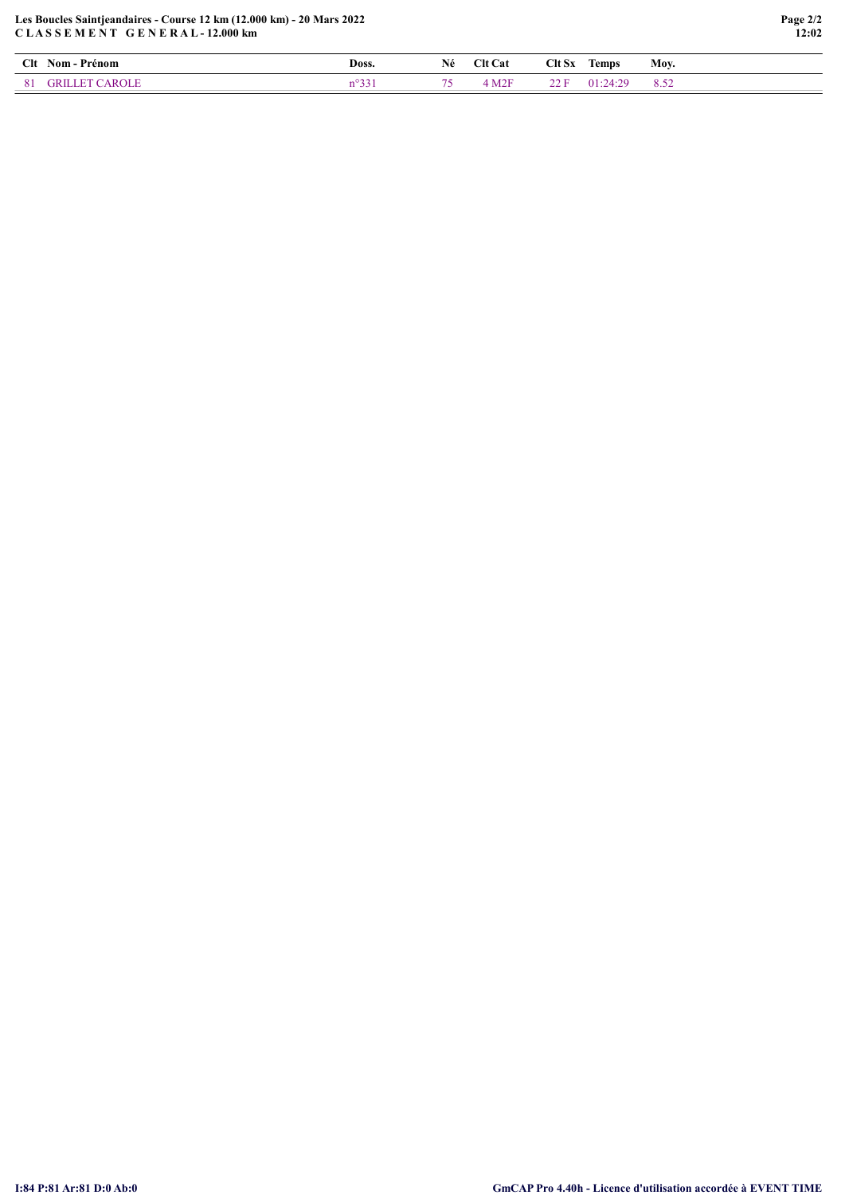| Clt | Nom - Prénom | Doss. | Né | Clt Cat | Clt Sx | Temps | Moy. |
|---|---|---|---|---|---|---|---|
| 81 | GRILLET CAROLE | n°331 | 75 | 4 M2F | 22 F | 01:24:29 | 8.52 |

I:84 P:81 Ar:81 D:0 Ab:0

GmCAP Pro 4.40h - Licence d'utilisation accordée à EVENT TIME